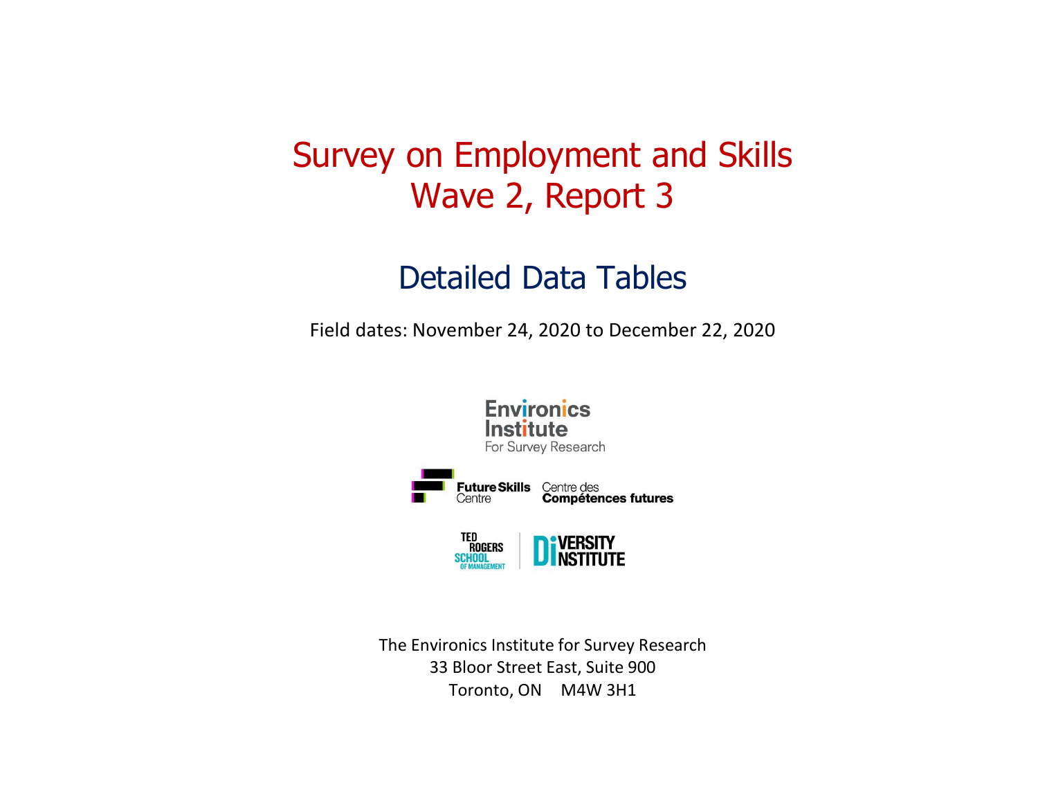# Survey on Employment and Skills
# Wave 2, Report 3

## Detailed Data Tables

Field dates: November 24, 2020 to December 22, 2020

The Environics Institute for Survey Research
33 Bloor Street East, Suite 900
Toronto, ON M4W 3H1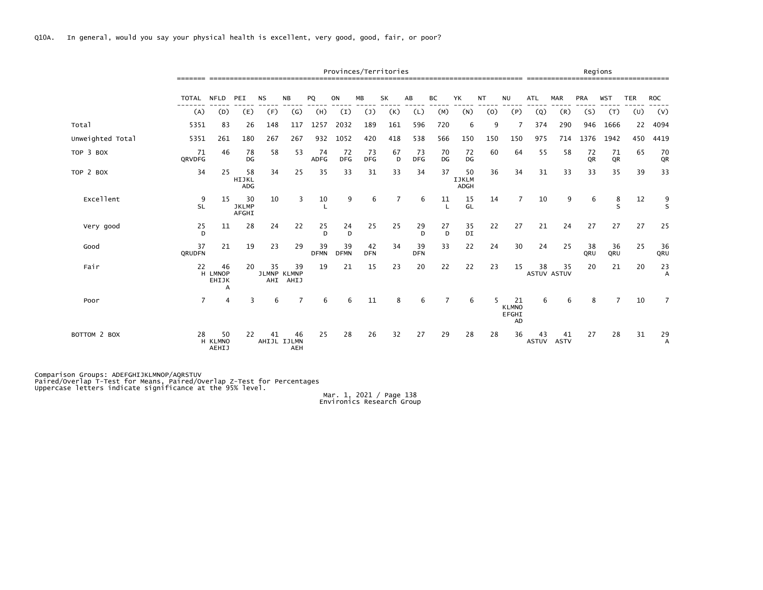Q10A. In general, would you say your physical health is excellent, very good, good, fair, or poor?

| | | Provinces/Territories | | | | | | | | | | | | | Regions | | | | | |
|---|---|---|---|---|---|---|---|---|---|---|---|---|---|---|---|---|---|---|---|---|
| | TOTAL | NFLD | PEI | NS | NB | PQ | ON | MB | SK | AB | BC | YK | NT | NU | ATL | MAR | PRA | WST | TER | ROC |
| | (A) | (D) | (E) | (F) | (G) | (H) | (I) | (J) | (K) | (L) | (M) | (N) | (O) | (P) | (Q) | (R) | (S) | (T) | (U) | (V) |
| Total | 5351 | 83 | 26 | 148 | 117 | 1257 | 2032 | 189 | 161 | 596 | 720 | 6 | 9 | 7 | 374 | 290 | 946 | 1666 | 22 | 4094 |
| Unweighted Total | 5351 | 261 | 180 | 267 | 267 | 932 | 1052 | 420 | 418 | 538 | 566 | 150 | 150 | 150 | 975 | 714 | 1376 | 1942 | 450 | 4419 |
| TOP 3 BOX | 71 QRVDFG | 46 | 78 DG | 58 | 53 | 74 ADFG | 72 DFG | 73 DFG | 67 D | 73 DFG | 70 DG | 72 DG | 60 | 64 | 55 | 58 | 72 QR | 71 QR | 65 | 70 QR |
| TOP 2 BOX | 34 | 25 | 58 HIJKL ADG | 34 | 25 | 35 | 33 | 31 | 33 | 34 | 37 | 50 IJKLM ADGH | 36 | 34 | 31 | 33 | 33 | 35 | 39 | 33 |
| Excellent | 9 SL | 15 | 30 JKLMP AFGHI | 10 | 3 | 10 L | 9 | 6 | 7 | 6 | 11 L | 15 GL | 14 | 7 | 10 | 9 | 6 | 8 S | 12 | 9 S |
| Very good | 25 D | 11 | 28 | 24 | 22 | 25 D | 24 D | 25 | 25 | 29 D | 27 D | 35 DI | 22 | 27 | 21 | 24 | 27 | 27 | 27 | 25 |
| Good | 37 QRUDFN | 21 | 19 | 23 | 29 | 39 DFMN | 39 DFMN | 42 DFN | 34 | 39 DFN | 33 | 22 | 24 | 30 | 24 | 25 | 38 QRU | 36 QRU | 25 | 36 QRU |
| Fair | 22 H | 46 LMNOP EHIJK A | 20 | 35 JLMNP AHI | 39 KLMNP AHIJ | 19 | 21 | 15 | 23 | 20 | 22 | 22 | 23 | 15 | 38 ASTUV | 35 ASTUV | 20 | 21 | 20 | 23 A |
| Poor | 7 | 4 | 3 | 6 | 7 | 6 | 6 | 11 | 8 | 6 | 7 | 6 | 5 | 21 KLMNO EFGHI AD | 6 | 6 | 8 | 7 | 10 | 7 |
| BOTTOM 2 BOX | 28 H | 50 KLMNO AEHIJ | 22 | 41 AHIJL | 46 IJLMN AEH | 25 | 28 | 26 | 32 | 27 | 29 | 28 | 28 | 36 | 43 ASTUV | 41 ASTV | 27 | 28 | 31 | 29 A |

Comparison Groups: ADEFGHIJKLMNOP/AQRSTUV
Paired/Overlap T-Test for Means, Paired/Overlap Z-Test for Percentages
Uppercase letters indicate significance at the 95% level.

Mar. 1, 2021 / Page 138
Environics Research Group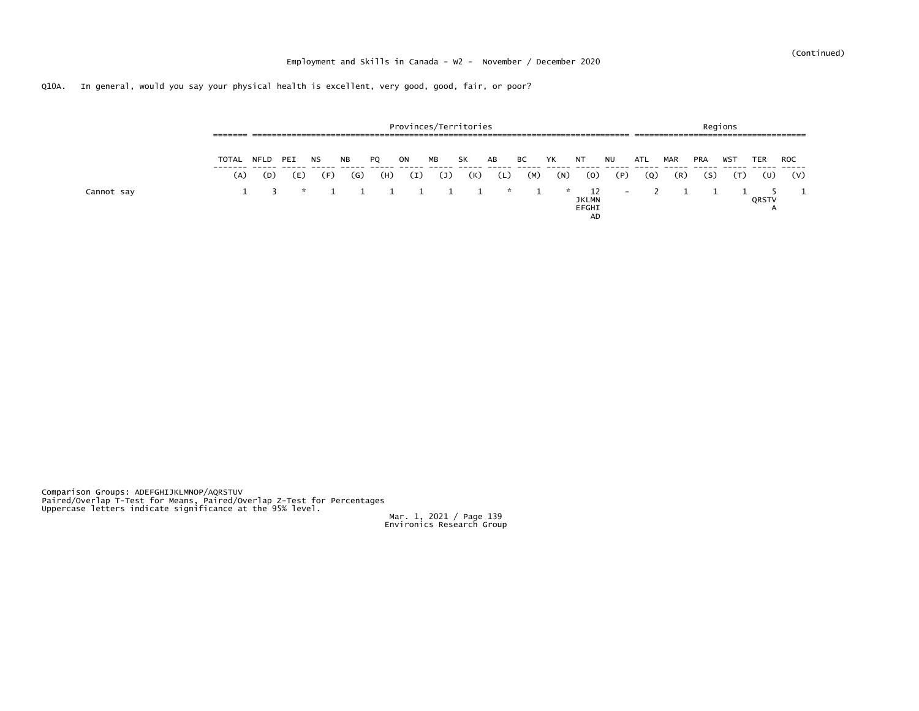(Continued)

Employment and Skills in Canada - W2 - November / December 2020

Q10A. In general, would you say your physical health is excellent, very good, good, fair, or poor?

| | | Provinces/Territories | | | | | | | | | | | | | | Regions | | | | | |
|---|---|---|---|---|---|---|---|---|---|---|---|---|---|---|---|---|---|---|---|---|---|
| | TOTAL | NFLD | PEI | NS | NB | PQ | ON | MB | SK | AB | BC | YK | NT | NU | ATL | MAR | PRA | WST | TER | ROC |
| | (A) | (D) | (E) | (F) | (G) | (H) | (I) | (J) | (K) | (L) | (M) | (N) | (O) | (P) | (Q) | (R) | (S) | (T) | (U) | (V) |
| Cannot say | 1 | 3 | * | 1 | 1 | 1 | 1 | 1 | 1 | * | 1 | * | 12 JKLMN EFGHI AD | - | 2 | 1 | 1 | 1 | 5 QRSTV A | 1 |

Comparison Groups: ADEFGHIJKLMNOP/AQRSTUV
Paired/Overlap T-Test for Means, Paired/Overlap Z-Test for Percentages
Uppercase letters indicate significance at the 95% level.

Mar. 1, 2021 / Page 139
Environics Research Group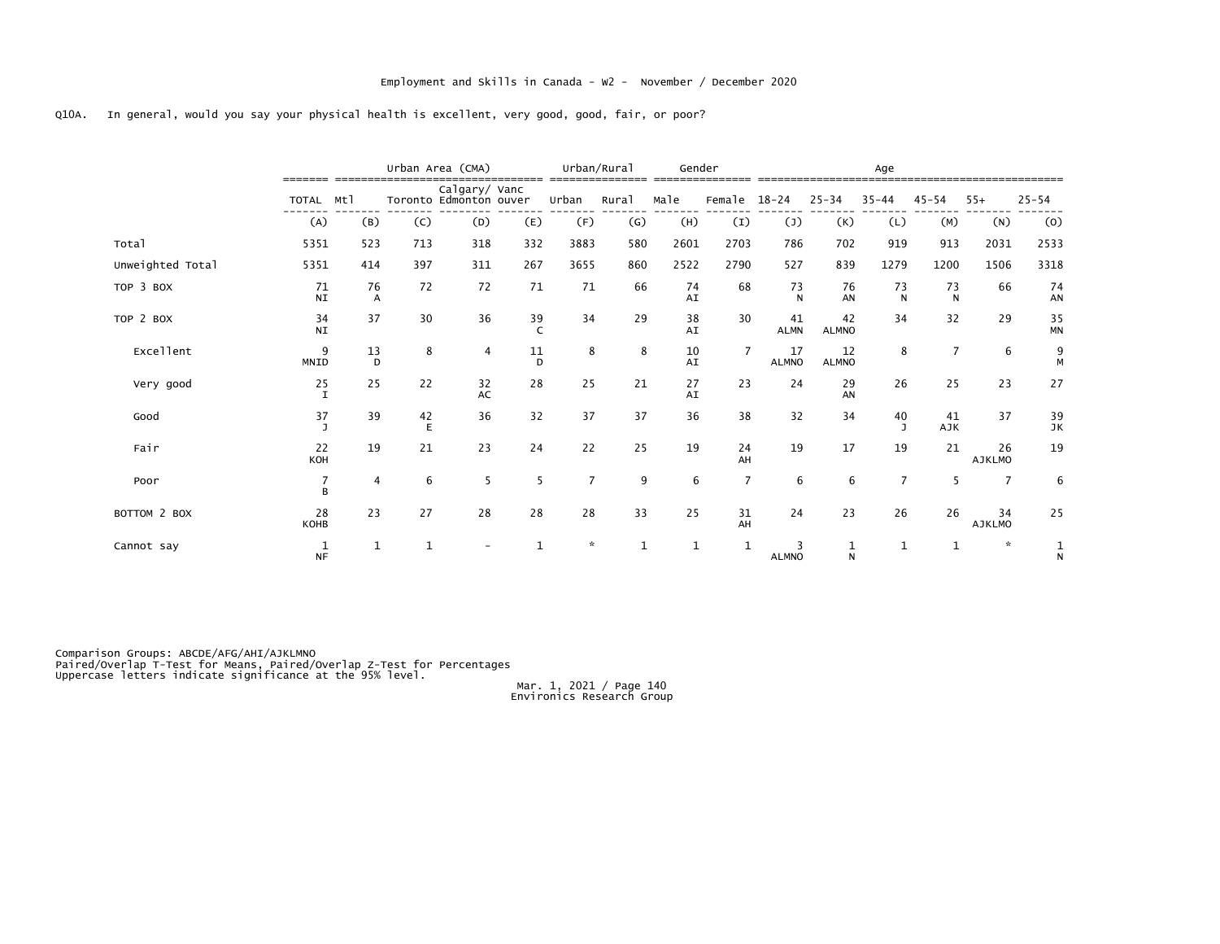Employment and Skills in Canada - W2 - November / December 2020

Q10A. In general, would you say your physical health is excellent, very good, good, fair, or poor?

| | | Urban Area (CMA) | | | | Urban/Rural | | Gender | | Age | | | | | |
|---|---|---|---|---|---|---|---|---|---|---|---|---|---|---|---|
| | TOTAL | Mtl | Toronto | Calgary/ Edmonton | Vancouver | Urban | Rural | Male | Female | 18-24 | 25-34 | 35-44 | 45-54 | 55+ | 25-54 |
| | (A) | (B) | (C) | (D) | (E) | (F) | (G) | (H) | (I) | (J) | (K) | (L) | (M) | (N) | (O) |
| Total | 5351 | 523 | 713 | 318 | 332 | 3883 | 580 | 2601 | 2703 | 786 | 702 | 919 | 913 | 2031 | 2533 |
| Unweighted Total | 5351 | 414 | 397 | 311 | 267 | 3655 | 860 | 2522 | 2790 | 527 | 839 | 1279 | 1200 | 1506 | 3318 |
| TOP 3 BOX | 71 NI | 76 A | 72 | 72 | 71 | 71 | 66 | 74 AI | 68 | 73 N | 76 AN | 73 N | 73 N | 66 | 74 AN |
| TOP 2 BOX | 34 NI | 37 | 30 | 36 | 39 C | 34 | 29 | 38 AI | 30 | 41 ALMN | 42 ALMNO | 34 | 32 | 29 | 35 MN |
| Excellent | 9 MNID | 13 D | 8 | 4 | 11 D | 8 | 8 | 10 AI | 7 | 17 ALMNO | 12 ALMNO | 8 | 7 | 6 | 9 M |
| Very good | 25 I | 25 | 22 | 32 AC | 28 | 25 | 21 | 27 AI | 23 | 24 | 29 AN | 26 | 25 | 23 | 27 |
| Good | 37 J | 39 | 42 E | 36 | 32 | 37 | 37 | 36 | 38 | 32 | 34 | 40 J | 41 AJK | 37 | 39 JK |
| Fair | 22 KOH | 19 | 21 | 23 | 24 | 22 | 25 | 19 | 24 AH | 19 | 17 | 19 | 21 | 26 AJKLMO | 19 |
| Poor | 7 B | 4 | 6 | 5 | 5 | 7 | 9 | 6 | 7 | 6 | 6 | 7 | 5 | 7 | 6 |
| BOTTOM 2 BOX | 28 KOHB | 23 | 27 | 28 | 28 | 28 | 33 | 25 | 31 AH | 24 | 23 | 26 | 26 | 34 AJKLMO | 25 |
| Cannot say | 1 NF | 1 | 1 | - | 1 | * | 1 | 1 | 1 | 3 ALMNO | 1 N | 1 | 1 | * | 1 N |

Comparison Groups: ABCDE/AFG/AHI/AJKLMNO
Paired/Overlap T-Test for Means, Paired/Overlap Z-Test for Percentages
Uppercase letters indicate significance at the 95% level.

Mar. 1, 2021
Environics Research Group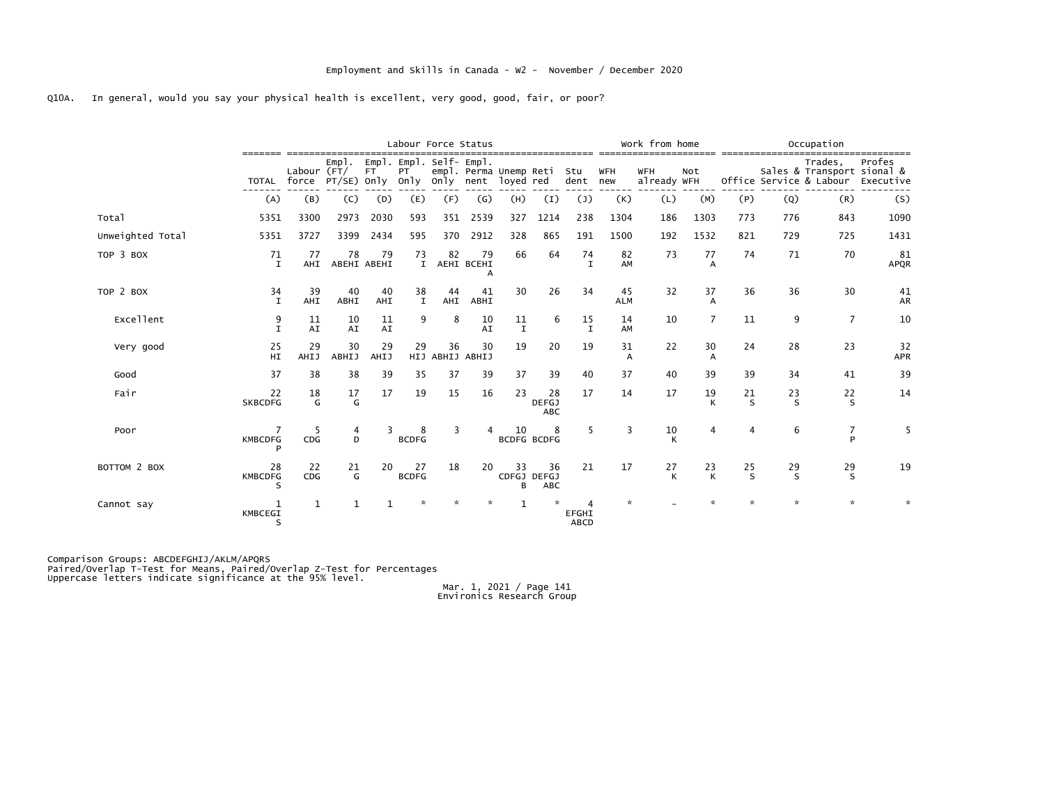Employment and Skills in Canada - W2 - November / December 2020

Q10A. In general, would you say your physical health is excellent, very good, good, fair, or poor?

| | | Labour Force Status | | | | | | | | | Work from home | | | Occupation | | | |
|---|---|---|---|---|---|---|---|---|---|---|---|---|---|---|---|---|---|
| | TOTAL | Labour force | Empl. (FT/ PT/SE) | Empl. FT Only | Empl. PT Only | Self-empl. Only | Empl. Permanent | Unemployed | Retired | Student | WFH new | WFH already | Not WFH | Office | Sales & Service | Trades, Transport & Labour | Professional & Executive |
| | (A) | (B) | (C) | (D) | (E) | (F) | (G) | (H) | (I) | (J) | (K) | (L) | (M) | (P) | (Q) | (R) | (S) |
| Total | 5351 | 3300 | 2973 | 2030 | 593 | 351 | 2539 | 327 | 1214 | 238 | 1304 | 186 | 1303 | 773 | 776 | 843 | 1090 |
| Unweighted Total | 5351 | 3727 | 3399 | 2434 | 595 | 370 | 2912 | 328 | 865 | 191 | 1500 | 192 | 1532 | 821 | 729 | 725 | 1431 |
| TOP 3 BOX | 71 I | 77 AHI | 78 ABEHI | 79 ABEHI | 73 I | 82 AEHI | 79 BCEHI A | 66 | 64 | 74 I | 82 AM | 73 | 77 A | 74 | 71 | 70 | 81 APQR |
| TOP 2 BOX | 34 I | 39 AHI | 40 ABHI | 40 AHI | 38 I | 44 AHI | 41 ABHI | 30 | 26 | 34 | 45 ALM | 32 | 37 A | 36 | 36 | 30 | 41 AR |
| Excellent | 9 I | 11 AI | 10 AI | 11 AI | 9 | 8 | 10 AI | 11 I | 6 | 15 I | 14 AM | 10 | 7 | 11 | 9 | 7 | 10 |
| Very good | 25 HI | 29 AHIJ | 30 ABHIJ | 29 AHIJ | 29 HIJ | 36 ABHIJ | 30 ABHIJ | 19 | 20 | 19 | 31 A | 22 | 30 A | 24 | 28 | 23 | 32 APR |
| Good | 37 | 38 | 38 | 39 | 35 | 37 | 39 | 37 | 39 | 40 | 37 | 40 | 39 | 39 | 34 | 41 | 39 |
| Fair | 22 SKBCDFG | 18 G | 17 G | 17 | 19 | 15 | 16 | 23 | 28 DEFGJ ABC | 17 | 14 | 17 | 19 K | 21 S | 23 S | 22 S | 14 |
| Poor | 7 KMBCDFG P | 5 CDG | 4 D | 3 | 8 BCDFG | 3 | 4 | 10 BCDFG | 8 BCDFG | 5 | 3 | 10 K | 4 | 4 | 6 | 7 P | 5 |
| BOTTOM 2 BOX | 28 KMBCDFG S | 22 CDG | 21 G | 20 | 27 BCDFG | 18 | 20 | 33 CDFGJ B | 36 DEFGJ ABC | 21 | 17 | 27 K | 23 K | 25 S | 29 S | 29 S | 19 |
| Cannot say | 1 KMBCEGI S | 1 | 1 | 1 | * | * | * | 1 | * | 4 EFGHI ABCD | * | - | * | * | * | * | * |

Comparison Groups: ABCDEFGHIJ/AKLM/APQRS
Paired/Overlap T-Test for Means, Paired/Overlap Z-Test for Percentages
Uppercase letters indicate significance at the 95% level.

Mar. 1, 2021 / Page 141
Environics Research Group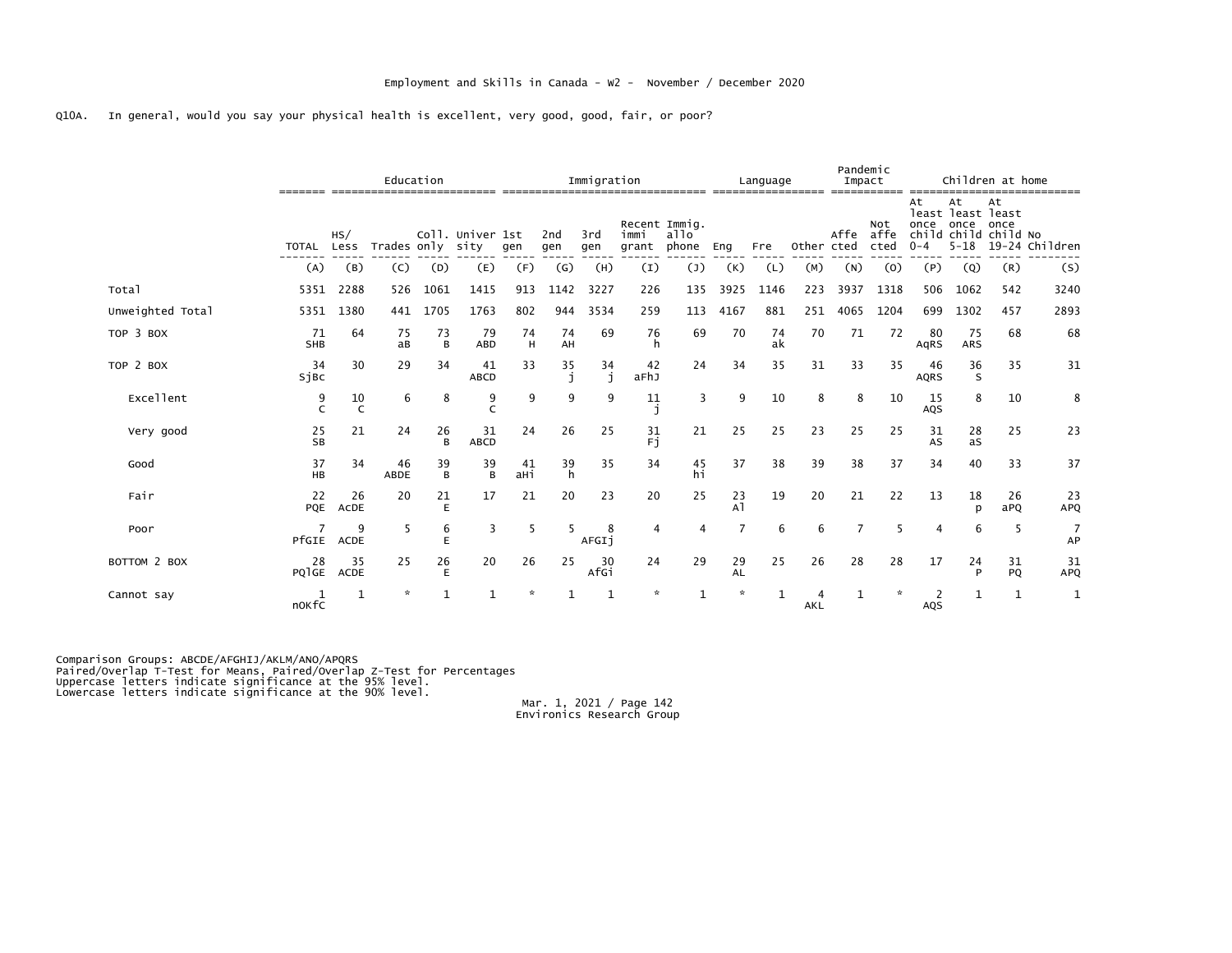Employment and Skills in Canada - W2 - November / December 2020

Q10A. In general, would you say your physical health is excellent, very good, good, fair, or poor?

| | | Education | | | | Immigration | | | | | Language | | | Pandemic Impact | | Children at home | | | |
|---|---|---|---|---|---|---|---|---|---|---|---|---|---|---|---|---|---|---|---|
| | TOTAL | HS/ Less | Trades | Coll. only | Univer sity | 1st gen | 2nd gen | 3rd gen | Recent immi grant | Immig. allo phone | Eng | Fre | Other | Affe cted | Not affe cted | At least once child 0-4 | At least once child 5-18 | At least once child 19-24 | No Children |
| | (A) | (B) | (C) | (D) | (E) | (F) | (G) | (H) | (I) | (J) | (K) | (L) | (M) | (N) | (O) | (P) | (Q) | (R) | (S) |
| Total | 5351 | 2288 | 526 | 1061 | 1415 | 913 | 1142 | 3227 | 226 | 135 | 3925 | 1146 | 223 | 3937 | 1318 | 506 | 1062 | 542 | 3240 |
| Unweighted Total | 5351 | 1380 | 441 | 1705 | 1763 | 802 | 944 | 3534 | 259 | 113 | 4167 | 881 | 251 | 4065 | 1204 | 699 | 1302 | 457 | 2893 |
| TOP 3 BOX | 71 SHB | 64 | 75 aB | 73 B | 79 ABD | 74 H | 74 AH | 69 | 76 h | 69 | 70 | 74 ak | 70 | 71 | 72 | 80 AqRS | 75 ARS | 68 | 68 |
| TOP 2 BOX | 34 SjBc | 30 | 29 | 34 | 41 ABCD | 33 | 35 j | 34 j | 42 aFhJ | 24 | 34 | 35 | 31 | 33 | 35 | 46 AQRS | 36 S | 35 | 31 |
| Excellent | 9 C | 10 C | 6 | 8 | 9 C | 9 | 9 | 9 | 11 j | 3 | 9 | 10 | 8 | 8 | 10 | 15 AQS | 8 | 10 | 8 |
| Very good | 25 SB | 21 | 24 | 26 B | 31 ABCD | 24 | 26 | 25 | 31 Fj | 21 | 25 | 25 | 23 | 25 | 25 | 31 AS | 28 aS | 25 | 23 |
| Good | 37 HB | 34 | 46 ABDE | 39 B | 39 B | 41 aHi | 39 h | 35 | 34 | 45 hi | 37 | 38 | 39 | 38 | 37 | 34 | 40 | 33 | 37 |
| Fair | 22 PQE | 26 ACDE | 20 | 21 E | 17 | 21 | 20 | 23 | 20 | 25 | 23 Al | 19 | 20 | 21 | 22 | 13 | 18 p | 26 aPQ | 23 APQ |
| Poor | 7 PfGIE | 9 ACDE | 5 | 6 E | 3 | 5 | 5 | 8 AFGIj | 4 | 4 | 7 | 6 | 6 | 7 | 5 | 4 | 6 | 5 | 7 AP |
| BOTTOM 2 BOX | 28 PQlGE | 35 ACDE | 25 | 26 E | 20 | 26 | 25 | 30 AfGi | 24 | 29 | 29 AL | 25 | 26 | 28 | 28 | 17 | 24 P | 31 PQ | 31 APQ |
| Cannot say | 1 nOKfC | 1 | * | 1 | 1 | * | 1 | 1 | * | 1 | * | 1 | 4 AKL | 1 | * | 2 AQS | 1 | 1 | 1 |

Comparison Groups: ABCDE/AFGHIJ/AKLM/ANO/APQRS
Paired/Overlap T-Test for Means, Paired/Overlap Z-Test for Percentages
Uppercase letters indicate significance at the 95% level.
Lowercase letters indicate significance at the 90% level.

Mar. 1, 2021 / Page 142
Environics Research Group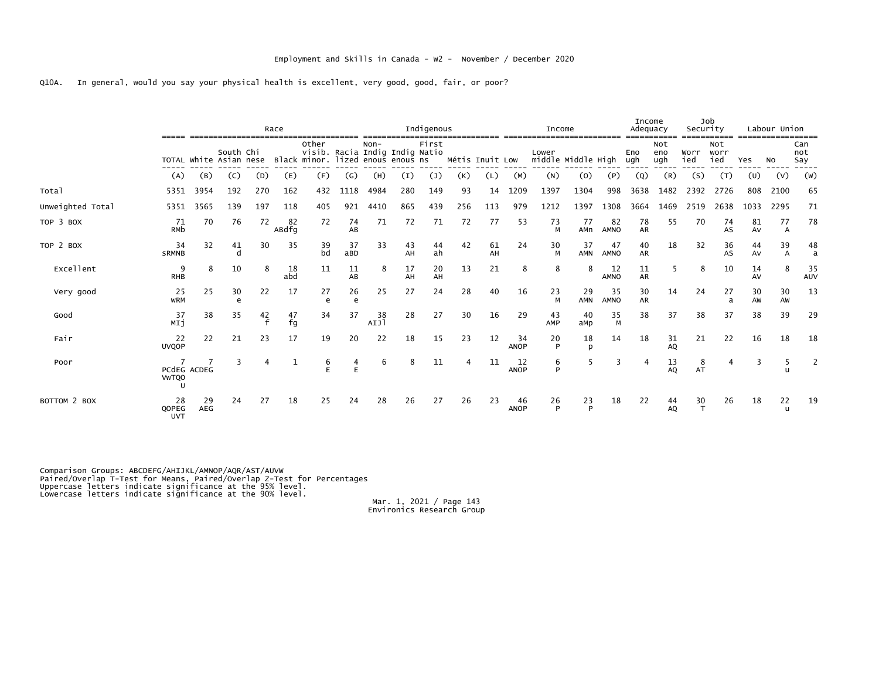Employment and Skills in Canada - W2 - November / December 2020

Q10A. In general, would you say your physical health is excellent, very good, good, fair, or poor?

| | | Race | | | | | | Indigenous | | | | | | Income | | | | Income Adequacy | | Job Security | | Labour Union | | |
|---|---|---|---|---|---|---|---|---|---|---|---|---|---|---|---|---|---|---|---|---|---|---|---|---|
| | TOTAL | White | South Asian | Chinese | Black | Other visib. minor. | Racialized | Non-Indigenous | Indigenous | First Nations | Métis | Inuit | Low | Lower middle | Middle | High | Enough | Not enough | Worried | Not worried | Yes | No | Can not Say |
| | (A) | (B) | (C) | (D) | (E) | (F) | (G) | (H) | (I) | (J) | (K) | (L) | (M) | (N) | (O) | (P) | (Q) | (R) | (S) | (T) | (U) | (V) | (W) |
| Total | 5351 | 3954 | 192 | 270 | 162 | 432 | 1118 | 4984 | 280 | 149 | 93 | 14 | 1209 | 1397 | 1304 | 998 | 3638 | 1482 | 2392 | 2726 | 808 | 2100 | 65 |
| Unweighted Total | 5351 | 3565 | 139 | 197 | 118 | 405 | 921 | 4410 | 865 | 439 | 256 | 113 | 979 | 1212 | 1397 | 1308 | 3664 | 1469 | 2519 | 2638 | 1033 | 2295 | 71 |
| TOP 3 BOX | 71 RMb | 70 | 76 | 72 | 82 ABdfg | 72 | 74 AB | 71 | 72 | 71 | 72 | 77 | 53 | 73 M | 77 AMn | 82 AMNO | 78 AR | 55 | 70 | 74 AS | 81 Av | 77 A | 78 |
| TOP 2 BOX | 34 sRMNB | 32 | 41 d | 30 | 35 | 39 bd | 37 aBD | 33 | 43 AH | 44 ah | 42 | 61 AH | 24 | 30 M | 37 AMN | 47 AMNO | 40 AR | 18 | 32 | 36 AS | 44 Av | 39 A | 48 a |
| Excellent | 9 RHB | 8 | 10 | 8 | 18 abd | 11 | 11 AB | 8 | 17 AH | 20 AH | 13 | 21 | 8 | 8 | 8 | 12 AMNO | 11 AR | 5 | 8 | 10 | 14 AV | 8 | 35 AUV |
| Very good | 25 wRM | 25 | 30 e | 22 | 17 | 27 e | 26 e | 25 | 27 | 24 | 28 | 40 | 16 | 23 M | 29 AMN | 35 AMNO | 30 AR | 14 | 24 | 27 a | 30 AW | 30 AW | 13 |
| Good | 37 MIj | 38 | 35 | 42 f | 47 fg | 34 | 37 | 38 AIJl | 28 | 27 | 30 | 16 | 29 | 43 AMP | 40 aMp | 35 M | 38 | 37 | 38 | 37 | 38 | 39 | 29 |
| Fair | 22 UVQOP | 22 | 21 | 23 | 17 | 19 | 20 | 22 | 18 | 15 | 23 | 12 | 34 ANOP | 20 P | 18 p | 14 | 18 | 31 AQ | 21 | 22 | 16 | 18 | 18 |
| Poor | 7 PCdEG VwTQO U | 7 ACDEG | 3 | 4 | 1 | 6 E | 4 E | 6 | 8 | 11 | 4 | 11 | 12 ANOP | 6 P | 5 | 3 | 4 | 13 AQ | 8 AT | 4 | 3 | 5 u | 2 |
| BOTTOM 2 BOX | 28 QOPEG UVT | 29 AEG | 24 | 27 | 18 | 25 | 24 | 28 | 26 | 27 | 26 | 23 | 46 ANOP | 26 P | 23 P | 18 | 22 | 44 AQ | 30 T | 26 | 18 | 22 u | 19 |

Comparison Groups: ABCDEFG/AHIJKL/AMNOP/AQR/AST/AUVW
Paired/Overlap T-Test for Means, Paired/Overlap Z-Test for Percentages
Uppercase letters indicate significance at the 95% level.
Lowercase letters indicate significance at the 90% level.

Mar. 1, 2021
Environics Research Group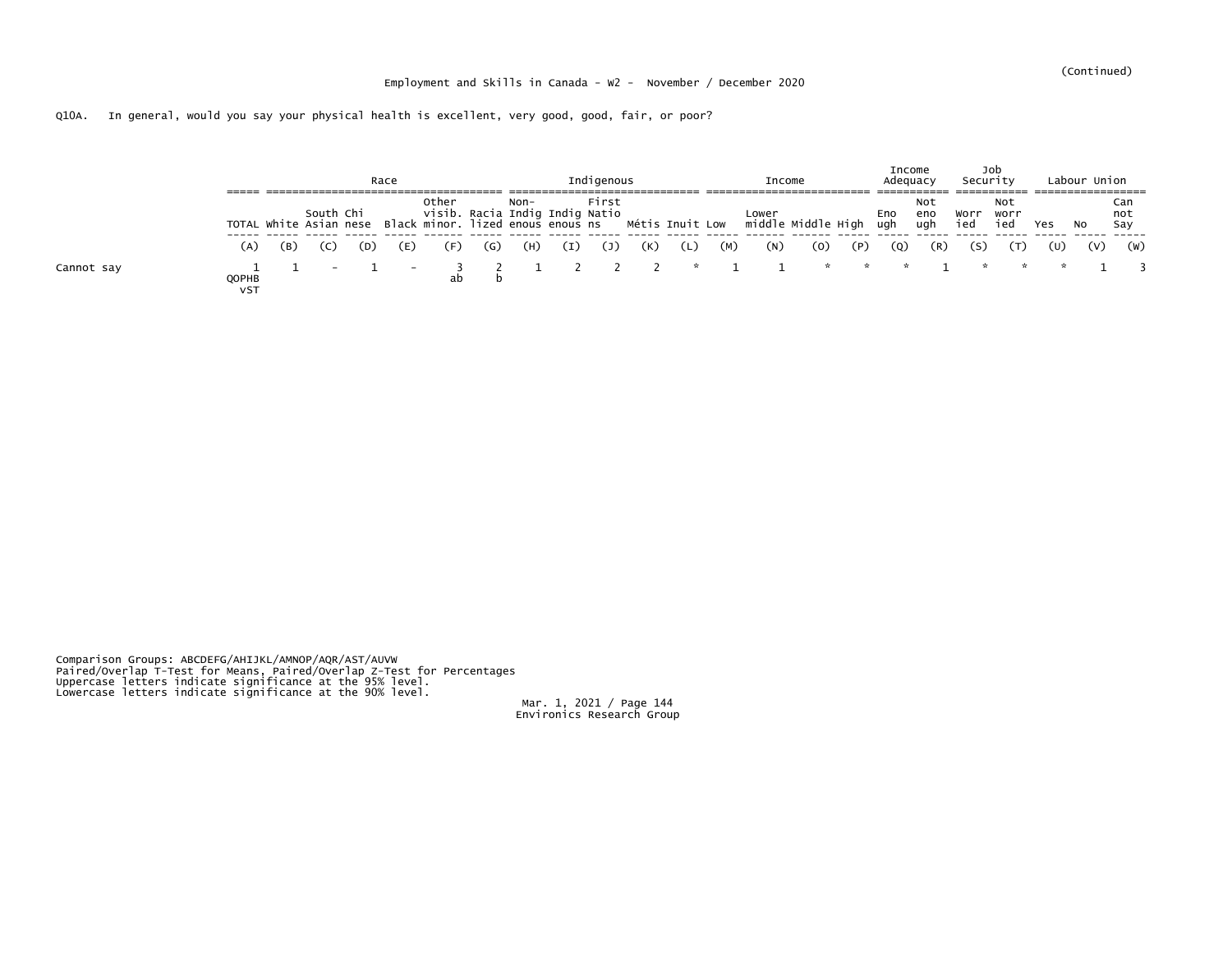Employment and Skills in Canada - W2 - November / December 2020

Q10A. In general, would you say your physical health is excellent, very good, good, fair, or poor?

| | | Race | | | | | | Indigenous | | | | | Income | | | | Income Adequacy | | Job Security | | Labour Union | | |
|---|---|---|---|---|---|---|---|---|---|---|---|---|---|---|---|---|---|---|---|---|---|---|---|
| | TOTAL | White | South Asian | Chinese | Black | Other visib. minor. | Racialized | Non-Indigenous | Indigenous | First Nations | Métis | Inuit | Low | Lower middle | Middle | High | Enough | Not enough | Worried | Not worried | Yes | No | Cannot Say |
| | (A) | (B) | (C) | (D) | (E) | (F) | (G) | (H) | (I) | (J) | (K) | (L) | (M) | (N) | (O) | (P) | (Q) | (R) | (S) | (T) | (U) | (V) | (W) |
| Cannot say | 1 | 1 | - | 1 | - | 3 | 2 | 1 | 2 | 2 | 2 | * | 1 | 1 | * | * | * | 1 | * | * | * | 1 | 3 |
| | QOPHB vST | | | | | ab | b | | | | | | | | | | | | | | | | |

Comparison Groups: ABCDEFG/AHIJKL/AMNOP/AQR/AST/AUVW
Paired/Overlap T-Test for Means, Paired/Overlap Z-Test for Percentages
Uppercase letters indicate significance at the 95% level.
Lowercase letters indicate significance at the 90% level.

Mar. 1, 2021
Environics Research Group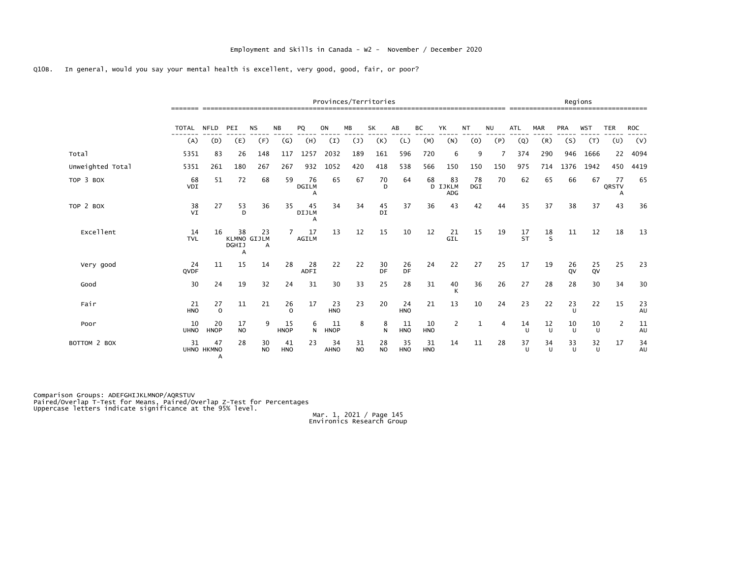Employment and Skills in Canada - W2 - November / December 2020

Q10B. In general, would you say your mental health is excellent, very good, good, fair, or poor?

| | | Provinces/Territories | | | | | | | | | | | | | Regions | | | | | |
|---|---|---|---|---|---|---|---|---|---|---|---|---|---|---|---|---|---|---|---|---|
| | TOTAL | NFLD | PEI | NS | NB | PQ | ON | MB | SK | AB | BC | YK | NT | NU | ATL | MAR | PRA | WST | TER | ROC |
| | (A) | (D) | (E) | (F) | (G) | (H) | (I) | (J) | (K) | (L) | (M) | (N) | (O) | (P) | (Q) | (R) | (S) | (T) | (U) | (V) |
| Total | 5351 | 83 | 26 | 148 | 117 | 1257 | 2032 | 189 | 161 | 596 | 720 | 6 | 9 | 7 | 374 | 290 | 946 | 1666 | 22 | 4094 |
| Unweighted Total | 5351 | 261 | 180 | 267 | 267 | 932 | 1052 | 420 | 418 | 538 | 566 | 150 | 150 | 150 | 975 | 714 | 1376 | 1942 | 450 | 4419 |
| TOP 3 BOX | 68 VDI | 51 | 72 | 68 | 59 | 76 DGILM A | 65 | 67 | 70 D | 64 | 68 D | 83 IJKLM ADG | 78 DGI | 70 | 62 | 65 | 66 | 67 | 77 QRSTV A | 65 |
| TOP 2 BOX | 38 VI | 27 | 53 D | 36 | 35 | 45 DIJLM A | 34 | 34 | 45 DI | 37 | 36 | 43 | 42 | 44 | 35 | 37 | 38 | 37 | 43 | 36 |
| Excellent | 14 TVL | 16 | 38 KLMNO DGHIJ A | 23 GIJLM A | 7 | 17 AGILM | 13 | 12 | 15 | 10 | 12 | 21 GIL | 15 | 19 | 17 ST | 18 S | 11 | 12 | 18 | 13 |
| Very good | 24 QVDF | 11 | 15 | 14 | 28 | 28 ADFI | 22 | 22 | 30 DF | 26 DF | 24 | 22 | 27 | 25 | 17 | 19 | 26 QV | 25 QV | 25 | 23 |
| Good | 30 | 24 | 19 | 32 | 24 | 31 | 30 | 33 | 25 | 28 | 31 | 40 K | 36 | 26 | 27 | 28 | 28 | 30 | 34 | 30 |
| Fair | 21 HNO | 27 O | 11 | 21 | 26 O | 17 | 23 HNO | 23 | 20 | 24 HNO | 21 | 13 | 10 | 24 | 23 | 22 | 23 U | 22 | 15 | 23 AU |
| Poor | 10 UHNO | 20 HNOP | 17 NO | 9 | 15 HNOP | 6 N | 11 HNOP | 8 | 8 N | 11 HNO | 10 HNO | 2 | 1 | 4 | 14 U | 12 U | 10 U | 10 U | 2 | 11 AU |
| BOTTOM 2 BOX | 31 UHNO | 47 HKMNO A | 28 | 30 NO | 41 HNO | 23 | 34 AHNO | 31 NO | 28 NO | 35 HNO | 31 HNO | 14 | 11 | 28 | 37 U | 34 U | 33 U | 32 U | 17 | 34 AU |

Comparison Groups: ADEFGHIJKLMNOP/AQRSTUV
Paired/Overlap T-Test for Means, Paired/Overlap Z-Test for Percentages
Uppercase letters indicate significance at the 95% level.

Mar. 1, 2021 / Page 145
Environics Research Group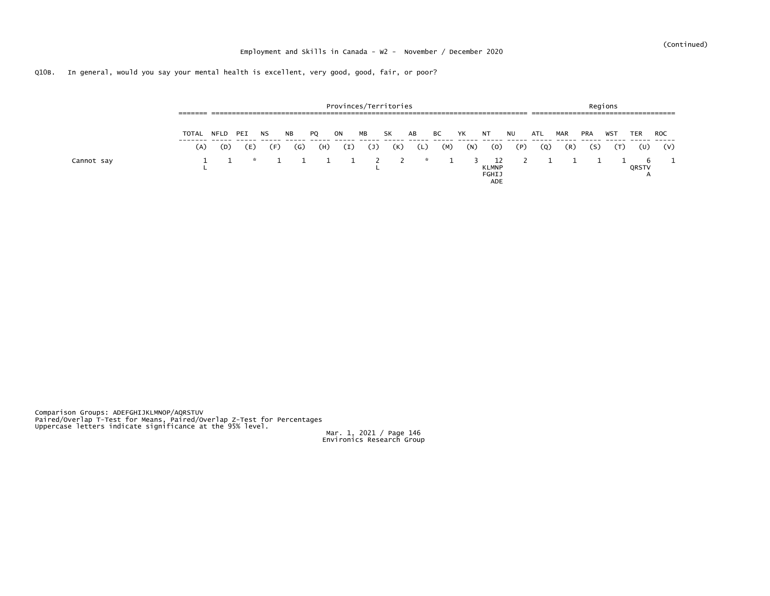(Continued)

Employment and Skills in Canada - W2 - November / December 2020

Q10B. In general, would you say your mental health is excellent, very good, good, fair, or poor?

| | | Provinces/Territories | | | | | | | | | | | | | Regions | | | | | |
|---|---|---|---|---|---|---|---|---|---|---|---|---|---|---|---|---|---|---|---|---|
| | TOTAL | NFLD | PEI | NS | NB | PQ | ON | MB | SK | AB | BC | YK | NT | NU | ATL | MAR | PRA | WST | TER | ROC |
| | (A) | (D) | (E) | (F) | (G) | (H) | (I) | (J) | (K) | (L) | (M) | (N) | (O) | (P) | (Q) | (R) | (S) | (T) | (U) | (V) |
| Cannot say | 1 L | 1 | * | 1 | 1 | 1 | 1 | 2 L | 2 | * | 1 | 3 | 12 KLMNP FGHIJ ADE | 2 | 1 | 1 | 1 | 1 | 6 QRSTV A | 1 |

Comparison Groups: ADEFGHIJKLMNOP/AQRSTUV
Paired/Overlap T-Test for Means, Paired/Overlap Z-Test for Percentages
Uppercase letters indicate significance at the 95% level.

Mar. 1, 2021 / Page 146
Environics Research Group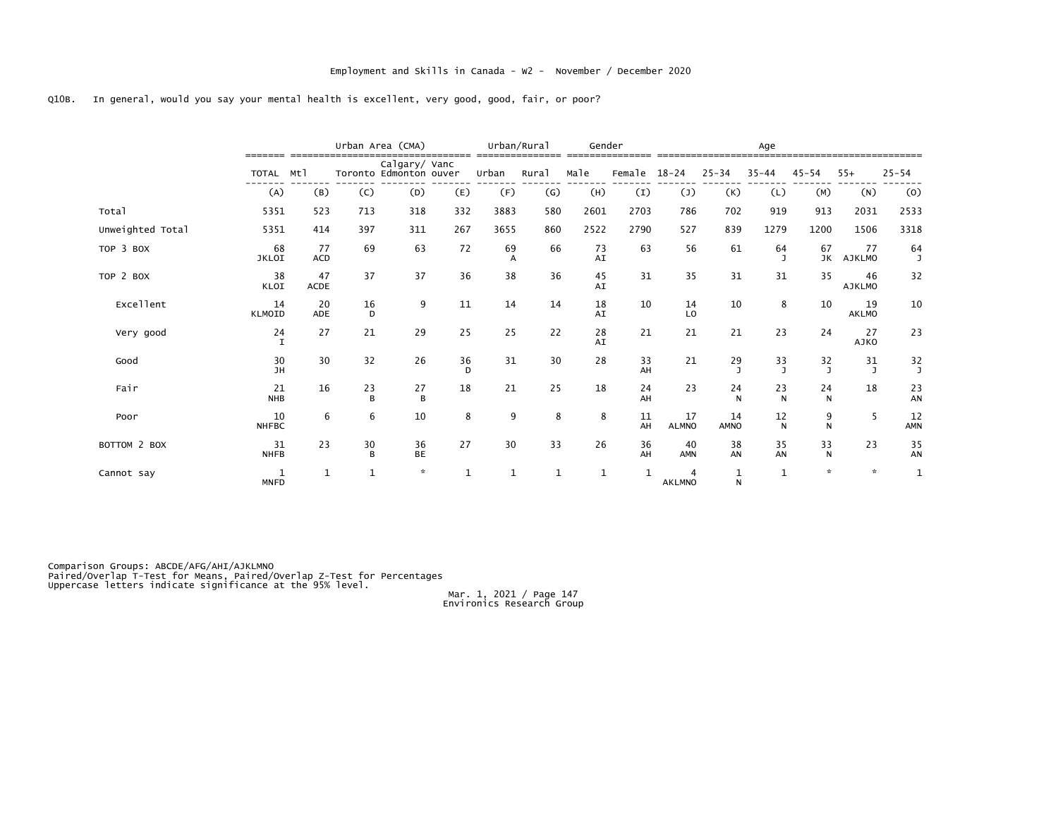Employment and Skills in Canada - W2 - November / December 2020

Q10B. In general, would you say your mental health is excellent, very good, good, fair, or poor?

| | | Urban Area (CMA) | | | | Urban/Rural | | Gender | | Age | | | | | |
|---|---|---|---|---|---|---|---|---|---|---|---|---|---|---|---|
| | TOTAL | Mtl | Toronto | Calgary/ Edmonton | Vancouver | Urban | Rural | Male | Female | 18-24 | 25-34 | 35-44 | 45-54 | 55+ | 25-54 |
| | (A) | (B) | (C) | (D) | (E) | (F) | (G) | (H) | (I) | (J) | (K) | (L) | (M) | (N) | (O) |
| Total | 5351 | 523 | 713 | 318 | 332 | 3883 | 580 | 2601 | 2703 | 786 | 702 | 919 | 913 | 2031 | 2533 |
| Unweighted Total | 5351 | 414 | 397 | 311 | 267 | 3655 | 860 | 2522 | 2790 | 527 | 839 | 1279 | 1200 | 1506 | 3318 |
| TOP 3 BOX | 68 JKLOI | 77 ACD | 69 | 63 | 72 | 69 A | 66 | 73 AI | 63 | 56 | 61 | 64 J | 67 JK | 77 AJKLMO | 64 J |
| TOP 2 BOX | 38 KLOI | 47 ACDE | 37 | 37 | 36 | 38 | 36 | 45 AI | 31 | 35 | 31 | 31 | 35 | 46 AJKLMO | 32 |
| Excellent | 14 KLMOID | 20 ADE | 16 D | 9 | 11 | 14 | 14 | 18 AI | 10 | 14 LO | 10 | 8 | 10 | 19 AKLMO | 10 |
| Very good | 24 I | 27 | 21 | 29 | 25 | 25 | 22 | 28 AI | 21 | 21 | 21 | 23 | 24 | 27 AJKO | 23 |
| Good | 30 JH | 30 | 32 | 26 | 36 D | 31 | 30 | 28 | 33 AH | 21 | 29 J | 33 J | 32 J | 31 J | 32 J |
| Fair | 21 NHB | 16 | 23 B | 27 B | 18 | 21 | 25 | 18 | 24 AH | 23 | 24 N | 23 N | 24 N | 18 | 23 AN |
| Poor | 10 NHFBC | 6 | 6 | 10 | 8 | 9 | 8 | 8 | 11 AH | 17 ALMNO | 14 AMNO | 12 N | 9 N | 5 | 12 AMN |
| BOTTOM 2 BOX | 31 NHFB | 23 | 30 B | 36 BE | 27 | 30 | 33 | 26 | 36 AH | 40 AMN | 38 AN | 35 AN | 33 N | 23 | 35 AN |
| Cannot say | 1 MNFD | 1 | 1 | * | 1 | 1 | 1 | 1 | 1 | 4 AKLMNO | 1 N | 1 | * | * | 1 |

Comparison Groups: ABCDE/AFG/AHI/AJKLMNO
Paired/Overlap T-Test for Means, Paired/Overlap Z-Test for Percentages
Uppercase letters indicate significance at the 95% level.

Mar. 1, 2021 / Page 147
Environics Research Group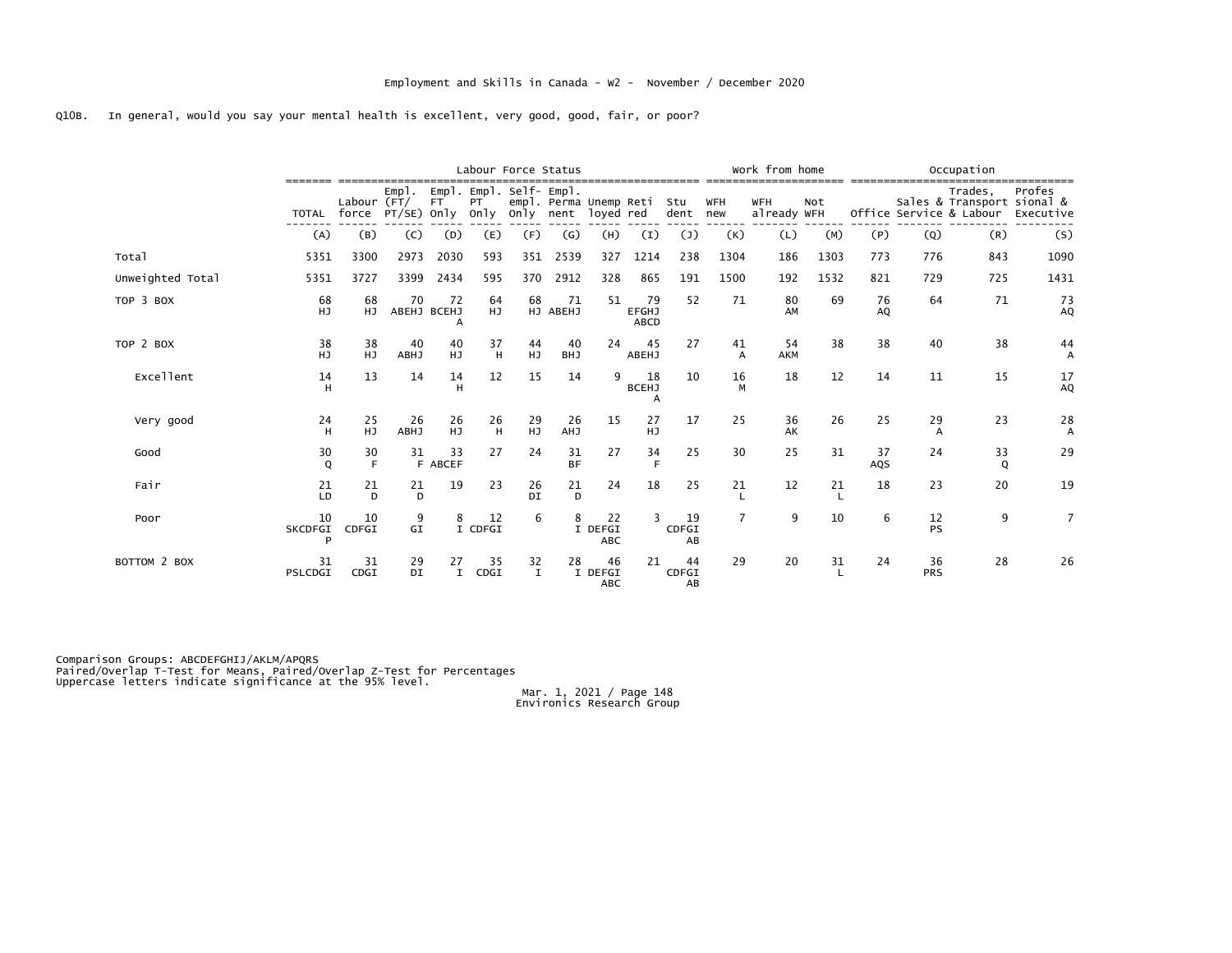Employment and Skills in Canada - W2 - November / December 2020

Q10B. In general, would you say your mental health is excellent, very good, good, fair, or poor?

| | | Labour Force Status | | | | | | | | | Work from home | | | Occupation | | | |
|---|---|---|---|---|---|---|---|---|---|---|---|---|---|---|---|---|---|
| | TOTAL | Labour force | Empl. (FT/ PT/SE) | Empl. FT Only | Empl. PT Only | Self- empl. Only | Empl. Perma nent | Unemp loyed | Reti red | Stu dent | WFH new | WFH already | Not WFH | Office | Sales & Service | Trades, Transport & Labour | Profes sional & Executive |
| | (A) | (B) | (C) | (D) | (E) | (F) | (G) | (H) | (I) | (J) | (K) | (L) | (M) | (P) | (Q) | (R) | (S) |
| Total | 5351 | 3300 | 2973 | 2030 | 593 | 351 | 2539 | 327 | 1214 | 238 | 1304 | 186 | 1303 | 773 | 776 | 843 | 1090 |
| Unweighted Total | 5351 | 3727 | 3399 | 2434 | 595 | 370 | 2912 | 328 | 865 | 191 | 1500 | 192 | 1532 | 821 | 729 | 725 | 1431 |
| TOP 3 BOX | 68 HJ | 68 HJ | 70 ABEHJ | 72 BCEHJ A | 64 HJ | 68 HJ | 71 ABEHJ | 51 | 79 EFGHJ ABCD | 52 | 71 | 80 AM | 69 | 76 AQ | 64 | 71 | 73 AQ |
| TOP 2 BOX | 38 HJ | 38 HJ | 40 ABHJ | 40 HJ | 37 H | 44 HJ | 40 BHJ | 24 | 45 ABEHJ | 27 | 41 A | 54 AKM | 38 | 38 | 40 | 38 | 44 A |
| Excellent | 14 H | 13 | 14 | 14 H | 12 | 15 | 14 | 9 | 18 BCEHJ A | 10 | 16 M | 18 | 12 | 14 | 11 | 15 | 17 AQ |
| Very good | 24 H | 25 HJ | 26 ABHJ | 26 HJ | 26 H | 29 HJ | 26 AHJ | 15 | 27 HJ | 17 | 25 | 36 AK | 26 | 25 | 29 A | 23 | 28 A |
| Good | 30 Q | 30 F | 31 F | 33 ABCEF | 27 | 24 | 31 BF | 27 | 34 F | 25 | 30 | 25 | 31 | 37 AQS | 24 | 33 Q | 29 |
| Fair | 21 LD | 21 D | 21 D | 19 | 23 | 26 DI | 21 D | 24 | 18 | 25 | 21 L | 12 | 21 L | 18 | 23 | 20 | 19 |
| Poor | 10 SKCDFGI P | 10 CDFGI | 9 GI | 8 I | 12 CDFGI | 6 | 8 I | 22 DEFGI ABC | 3 | 19 CDFGI AB | 7 | 9 | 10 | 6 | 12 PS | 9 | 7 |
| BOTTOM 2 BOX | 31 PSLCDGI | 31 CDGI | 29 DI | 27 I | 35 CDGI | 32 I | 28 I | 46 DEFGI ABC | 21 | 44 CDFGI AB | 29 | 20 | 31 L | 24 | 36 PRS | 28 | 26 |

Comparison Groups: ABCDEFGHIJ/AKLM/APQRS
Paired/Overlap T-Test for Means, Paired/Overlap Z-Test for Percentages
Uppercase letters indicate significance at the 95% level.

Mar. 1, 2021 / Page 148
Environics Research Group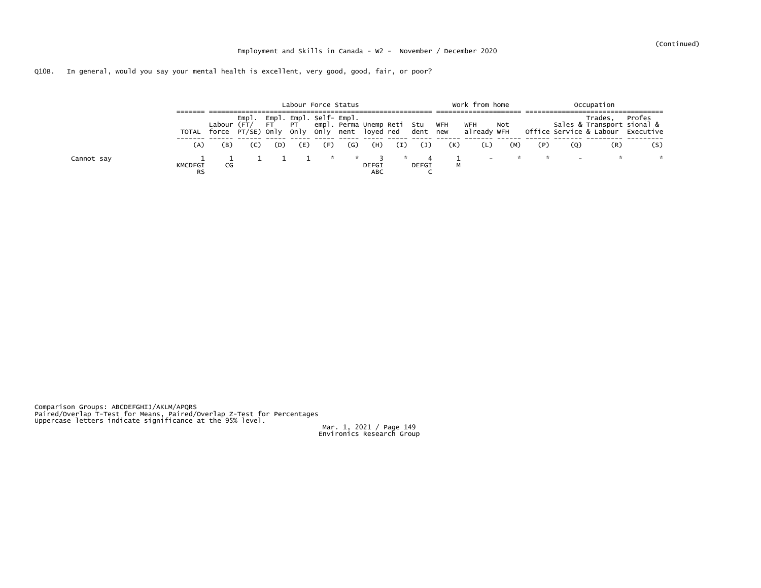(Continued)

Employment and Skills in Canada - W2 - November / December 2020

Q10B. In general, would you say your mental health is excellent, very good, good, fair, or poor?

| | | Labour Force Status | | | | | | | | | Work from home | | | Occupation | | | |
|---|---|---|---|---|---|---|---|---|---|---|---|---|---|---|---|---|---|
| | TOTAL | Labour force | Empl. (FT/ PT/SE) | Empl. FT Only | Empl. PT Only | Self-empl. Only | Empl. Permanent | Unemployed | Retired | Student | WFH new | WFH already | Not WFH | Office | Sales & Service | Trades, Transport & Labour | Professional & Executive |
| | (A) | (B) | (C) | (D) | (E) | (F) | (G) | (H) | (I) | (J) | (K) | (L) | (M) | (P) | (Q) | (R) | (S) |
| Cannot say | 1 KMCDFGI RS | 1 CG | 1 | 1 | 1 | * | * | 3 DEFGI ABC | * | 4 DEFGI C | 1 M | - | * | * | - | * | * |

Comparison Groups: ABCDEFGHIJ/AKLM/APQRS
Paired/Overlap T-Test for Means, Paired/Overlap Z-Test for Percentages
Uppercase letters indicate significance at the 95% level.

Mar. 1, 2021
Environics Research Group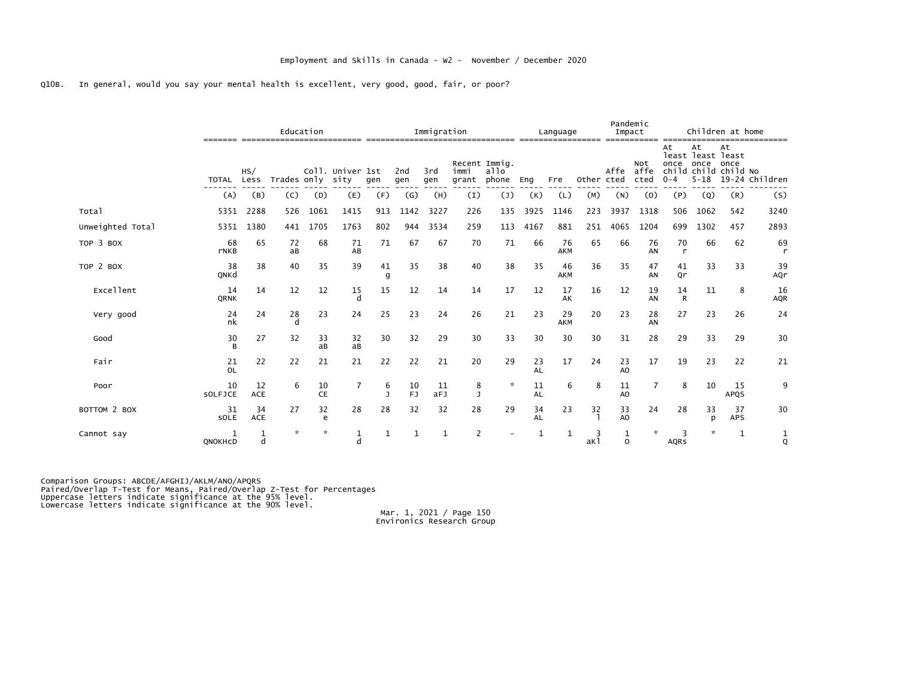Employment and Skills in Canada - W2 - November / December 2020

Q10B. In general, would you say your mental health is excellent, very good, good, fair, or poor?

| | | Education | | | | Immigration | | | | | Language | | | Pandemic Impact | | Children at home | | | |
|---|---|---|---|---|---|---|---|---|---|---|---|---|---|---|---|---|---|---|---|
| | TOTAL | HS/ Less | Trades | Coll. only | Univer sity | 1st gen | 2nd gen | 3rd gen | Recent immi grant | Immig. allo phone | Eng | Fre | Other | Affe cted | Not affe cted | At least once child 0-4 | At least once child 5-18 | At least once child 19-24 | No Children |
| | (A) | (B) | (C) | (D) | (E) | (F) | (G) | (H) | (I) | (J) | (K) | (L) | (M) | (N) | (O) | (P) | (Q) | (R) | (S) |
| Total | 5351 | 2288 | 526 | 1061 | 1415 | 913 | 1142 | 3227 | 226 | 135 | 3925 | 1146 | 223 | 3937 | 1318 | 506 | 1062 | 542 | 3240 |
| Unweighted Total | 5351 | 1380 | 441 | 1705 | 1763 | 802 | 944 | 3534 | 259 | 113 | 4167 | 881 | 251 | 4065 | 1204 | 699 | 1302 | 457 | 2893 |
| TOP 3 BOX | 68 rNKB | 65 | 72 aB | 68 | 71 AB | 71 | 67 | 67 | 70 | 71 | 66 | 76 AKM | 65 | 66 | 76 AN | 70 r | 66 | 62 | 69 r |
| TOP 2 BOX | 38 QNKd | 38 | 40 | 35 | 39 | 41 g | 35 | 38 | 40 | 38 | 35 | 46 AKM | 36 | 35 | 47 AN | 41 Qr | 33 | 33 | 39 AQr |
| Excellent | 14 QRNK | 14 | 12 | 12 | 15 d | 15 | 12 | 14 | 14 | 17 | 12 | 17 AK | 16 | 12 | 19 AN | 14 R | 11 | 8 | 16 AQR |
| Very good | 24 nk | 24 | 28 d | 23 | 24 | 25 | 23 | 24 | 26 | 21 | 23 | 29 AKM | 20 | 23 | 28 AN | 27 | 23 | 26 | 24 |
| Good | 30 B | 27 | 32 | 33 aB | 32 aB | 30 | 32 | 29 | 30 | 33 | 30 | 30 | 30 | 31 | 28 | 29 | 33 | 29 | 30 |
| Fair | 21 OL | 22 | 22 | 21 | 21 | 22 | 22 | 21 | 20 | 29 | 23 AL | 17 | 24 | 23 AO | 17 | 19 | 23 | 22 | 21 |
| Poor | 10 SOLFJCE | 12 ACE | 6 | 10 CE | 7 | 6 J | 10 FJ | 11 aFJ | 8 J | * | 11 AL | 6 | 8 | 11 AO | 7 | 8 | 10 | 15 APQS | 9 |
| BOTTOM 2 BOX | 31 SOLE | 34 ACE | 27 | 32 e | 28 | 28 | 32 | 32 | 28 | 29 | 34 AL | 23 | 32 l | 33 AO | 24 | 28 | 33 p | 37 APS | 30 |
| Cannot say | 1 QNOKHcD | 1 d | * | * | 1 d | 1 | 1 | 1 | 2 | - | 1 | 1 | 3 aKl | 1 O | * | 3 AQRs | * | 1 | 1 Q |

Comparison Groups: ABCDE/AFGHIJ/AKLM/ANO/APQRS
Paired/Overlap T-Test for Means, Paired/Overlap Z-Test for Percentages
Uppercase letters indicate significance at the 95% level.
Lowercase letters indicate significance at the 90% level.

Mar. 1, 2021 / Page 150
Environics Research Group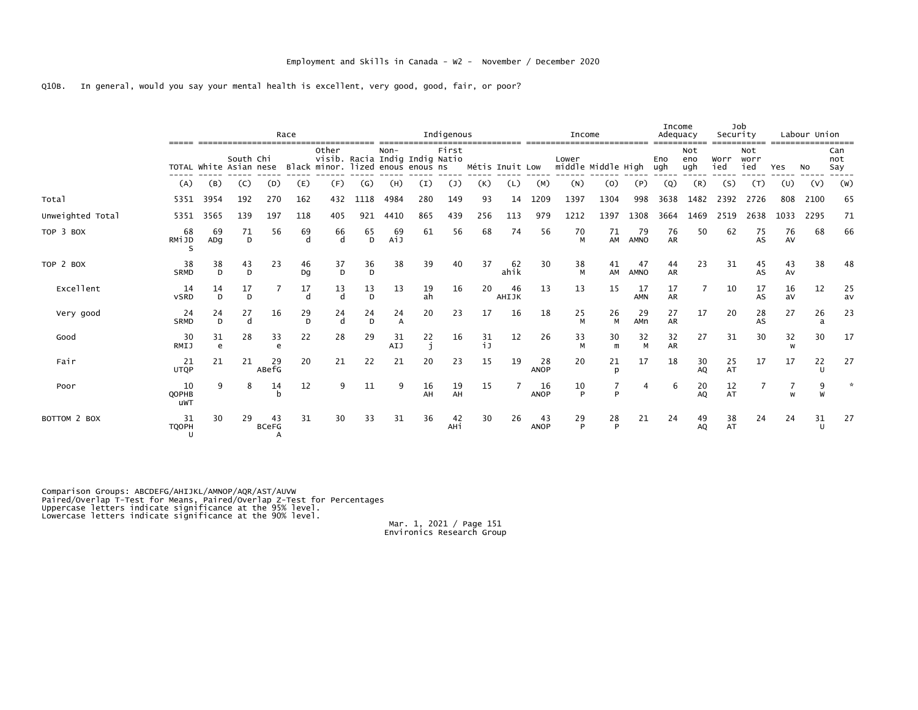Employment and Skills in Canada - W2 - November / December 2020

Q10B. In general, would you say your mental health is excellent, very good, good, fair, or poor?

| | | Race | | | | | | Indigenous | | | | | Income | | | | Income Adequacy | | Job Security | | Labour Union | | |
|---|---|---|---|---|---|---|---|---|---|---|---|---|---|---|---|---|---|---|---|---|---|---|---|
| | TOTAL | White | South Asian | Chinese | Black | Other visib. minor. | Racialized | Non-Indigenous | Indigenous | First Nations | Métis | Inuit | Low | Lower middle | Middle | High | Enough | Not enough | Worried | Not worried | Yes | No | Can not Say |
| | (A) | (B) | (C) | (D) | (E) | (F) | (G) | (H) | (I) | (J) | (K) | (L) | (M) | (N) | (O) | (P) | (Q) | (R) | (S) | (T) | (U) | (V) | (W) |
| Total | 5351 | 3954 | 192 | 270 | 162 | 432 | 1118 | 4984 | 280 | 149 | 93 | 14 | 1209 | 1397 | 1304 | 998 | 3638 | 1482 | 2392 | 2726 | 808 | 2100 | 65 |
| Unweighted Total | 5351 | 3565 | 139 | 197 | 118 | 405 | 921 | 4410 | 865 | 439 | 256 | 113 | 979 | 1212 | 1397 | 1308 | 3664 | 1469 | 2519 | 2638 | 1033 | 2295 | 71 |
| TOP 3 BOX | 68 RMiJDS | 69 ADg | 71 D | 56 | 69 d | 66 d | 65 D | 69 AiJ | 61 | 56 | 68 | 74 | 56 | 70 M | 71 AM | 79 AMNO | 76 AR | 50 | 62 | 75 AS | 76 AV | 68 | 66 |
| TOP 2 BOX | 38 SRMD | 38 D | 43 D | 23 | 46 Dg | 37 D | 36 D | 38 | 39 | 40 | 37 | 62 ahik | 30 | 38 M | 41 AM | 47 AMNO | 44 AR | 23 | 31 | 45 AS | 43 Av | 38 | 48 |
| Excellent | 14 vSRD | 14 D | 17 D | 7 | 17 d | 13 d | 13 D | 13 | 19 ah | 16 | 20 | 46 AHIJK | 13 | 13 | 15 | 17 AMN | 17 AR | 7 | 10 | 17 AS | 16 aV | 12 | 25 av |
| Very good | 24 SRMD | 24 D | 27 d | 16 | 29 D | 24 d | 24 D | 24 A | 20 | 23 | 17 | 16 | 18 | 25 M | 26 M | 29 AMn | 27 AR | 17 | 20 | 28 AS | 27 | 26 a | 23 |
| Good | 30 RMIJ | 31 e | 28 | 33 e | 22 | 28 | 29 | 31 AIJ | 22 j | 16 | 31 iJ | 12 | 26 | 33 M | 30 m | 32 M | 32 AR | 27 | 31 | 30 | 32 w | 30 | 17 |
| Fair | 21 UTQP | 21 | 21 | 29 ABefG | 20 | 21 | 22 | 21 | 20 | 23 | 15 | 19 | 28 ANOP | 20 | 21 p | 17 | 18 | 30 AQ | 25 AT | 17 | 17 | 22 U | 27 |
| Poor | 10 QOPHBuWT | 9 | 8 | 14 b | 12 | 9 | 11 | 9 | 16 AH | 19 AH | 15 | 7 | 16 ANOP | 10 P | 7 P | 4 | 6 | 20 AQ | 12 AT | 7 | 7 w | 9 W | * |
| BOTTOM 2 BOX | 31 TQOPHU | 30 | 29 | 43 BCeFGA | 31 | 30 | 33 | 31 | 36 | 42 AHi | 30 | 26 | 43 ANOP | 29 P | 28 P | 21 | 24 | 49 AQ | 38 AT | 24 | 24 | 31 U | 27 |

Comparison Groups: ABCDEFG/AHIJKL/AMNOP/AQR/AST/AUVW
Paired/Overlap T-Test for Means, Paired/Overlap Z-Test for Percentages
Uppercase letters indicate significance at the 95% level.
Lowercase letters indicate significance at the 90% level.

Mar. 1, 2021 / Page 151
Environics Research Group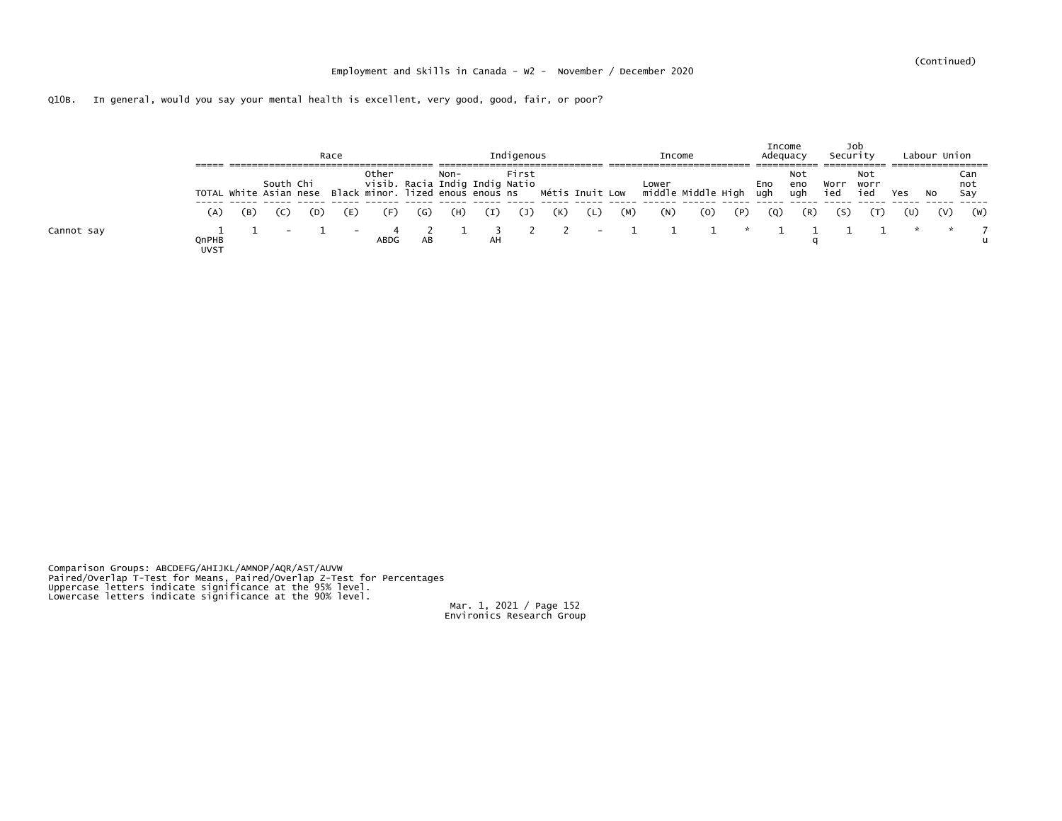(Continued)

Employment and Skills in Canada - W2 - November / December 2020

Q10B. In general, would you say your mental health is excellent, very good, good, fair, or poor?

| | | Race | | | | | | Indigenous | | | | | | Income | | | | Income Adequacy | | Job Security | | Labour Union | | |
|---|---|---|---|---|---|---|---|---|---|---|---|---|---|---|---|---|---|---|---|---|---|---|---|---|
| | TOTAL | White | South Asian | Chinese | Black | Other visib. minor. | Racialized | Non-Indigenous | Indigenous | First Nations | Métis | Inuit | Low | Lower middle | Middle | High | Enough | Not enough | Worried | Not worried | Yes | No | Cannot Say |
| | (A) | (B) | (C) | (D) | (E) | (F) | (G) | (H) | (I) | (J) | (K) | (L) | (M) | (N) | (O) | (P) | (Q) | (R) | (S) | (T) | (U) | (V) | (W) |
| Cannot say | 1 QnPHB UVST | 1 | - | 1 | - | 4 ABDG | 2 AB | 1 | 3 AH | 2 | 2 | - | 1 | 1 | 1 | * | 1 | 1 q | 1 | 1 | * | * | 7 u |

Comparison Groups: ABCDEFG/AHIJKL/AMNOP/AQR/AST/AUVW
Paired/Overlap T-Test for Means, Paired/Overlap Z-Test for Percentages
Uppercase letters indicate significance at the 95% level.
Lowercase letters indicate significance at the 90% level.

Mar. 1, 2021
Environics Research Group